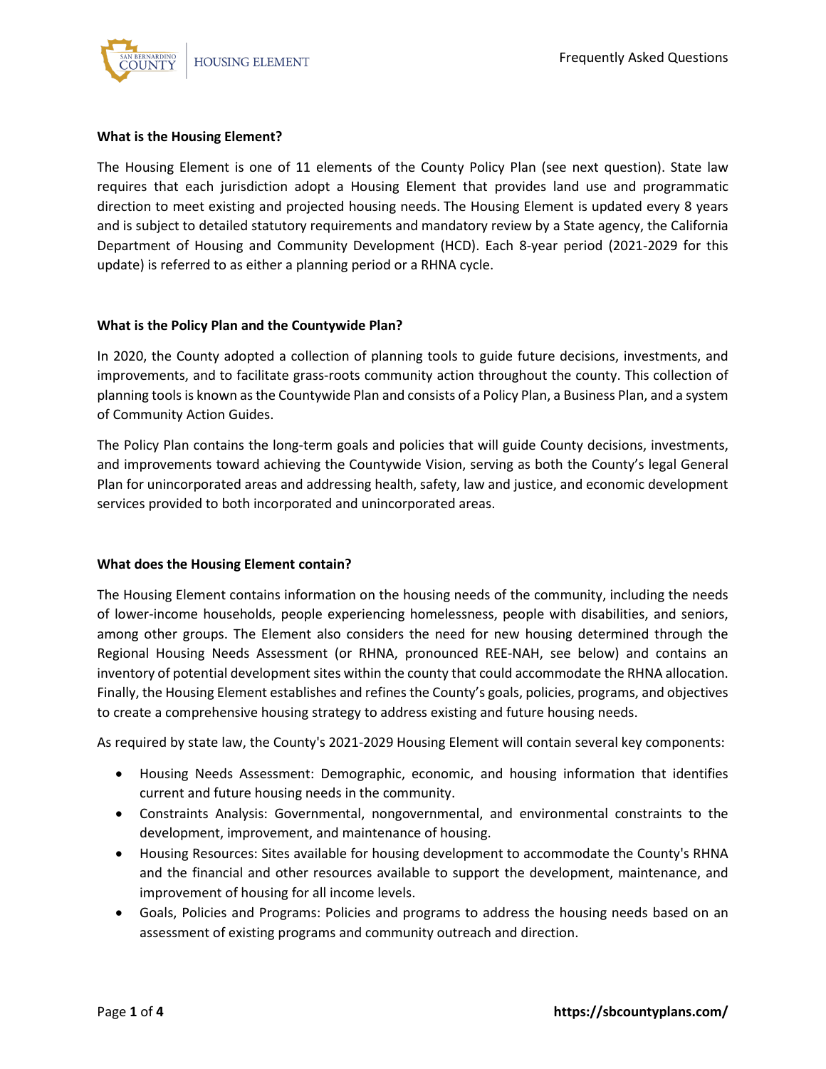## What is the Housing Element?

The Housing Element is one of 11 elements of the County Policy Plan (see next question). State law requires that each jurisdiction adopt a Housing Element that provides land use and programmatic direction to meet existing and projected housing needs. The Housing Element is updated every 8 years and is subject to detailed statutory requirements and mandatory review by a State agency, the California Department of Housing and Community Development (HCD). Each 8-year period (2021-2029 for this update) is referred to as either a planning period or a RHNA cycle.

## What is the Policy Plan and the Countywide Plan?

In 2020, the County adopted a collection of planning tools to guide future decisions, investments, and improvements, and to facilitate grass-roots community action throughout the county. This collection of planning tools is known as the Countywide Plan and consists of a Policy Plan, a Business Plan, and a system of Community Action Guides.

The Policy Plan contains the long-term goals and policies that will guide County decisions, investments, and improvements toward achieving the Countywide Vision, serving as both the County's legal General Plan for unincorporated areas and addressing health, safety, law and justice, and economic development services provided to both incorporated and unincorporated areas.

## What does the Housing Element contain?

The Housing Element contains information on the housing needs of the community, including the needs of lower-income households, people experiencing homelessness, people with disabilities, and seniors, among other groups. The Element also considers the need for new housing determined through the Regional Housing Needs Assessment (or RHNA, pronounced REE-NAH, see below) and contains an inventory of potential development sites within the county that could accommodate the RHNA allocation. Finally, the Housing Element establishes and refines the County's goals, policies, programs, and objectives to create a comprehensive housing strategy to address existing and future housing needs.

As required by state law, the County's 2021-2029 Housing Element will contain several key components:

- Housing Needs Assessment: Demographic, economic, and housing information that identifies current and future housing needs in the community.
- Constraints Analysis: Governmental, nongovernmental, and environmental constraints to the development, improvement, and maintenance of housing.
- Housing Resources: Sites available for housing development to accommodate the County's RHNA and the financial and other resources available to support the development, maintenance, and improvement of housing for all income levels.
- Goals, Policies and Programs: Policies and programs to address the housing needs based on an assessment of existing programs and community outreach and direction.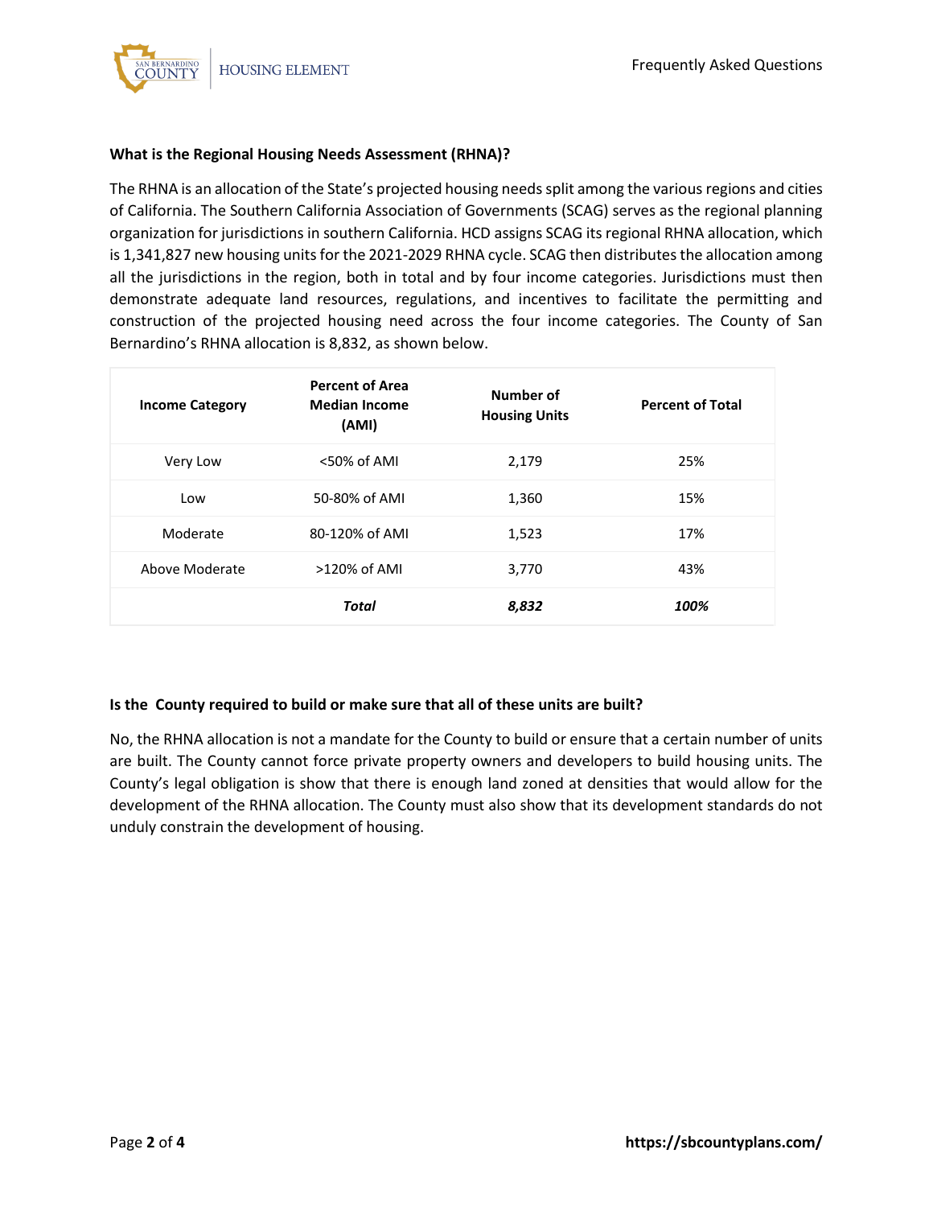**What is the Regional Housing Needs Assessment (RHNA)?**

The RHNA is an allocation of the State's projected housing needs split among the various regions and cities of California. The Southern California Association of Governments (SCAG) serves as the regional planning organization for jurisdictions in southern California. HCD assigns SCAG its regional RHNA allocation, which is 1,341,827 new housing units for the 2021-2029 RHNA cycle. SCAG then distributes the allocation among all the jurisdictions in the region, both in total and by four income categories. Jurisdictions must then demonstrate adequate land resources, regulations, and incentives to facilitate the permitting and construction of the projected housing need across the four income categories. The County of San Bernardino's RHNA allocation is 8,832, as shown below.

| Income Category | Percent of Area Median Income (AMI) | Number of Housing Units | Percent of Total |
|---|---|---|---|
| Very Low | <50% of AMI | 2,179 | 25% |
| Low | 50-80% of AMI | 1,360 | 15% |
| Moderate | 80-120% of AMI | 1,523 | 17% |
| Above Moderate | >120% of AMI | 3,770 | 43% |
| | ***Total*** | ***8,832*** | ***100%*** |

**Is the County required to build or make sure that all of these units are built?**

No, the RHNA allocation is not a mandate for the County to build or ensure that a certain number of units are built. The County cannot force private property owners and developers to build housing units. The County's legal obligation is show that there is enough land zoned at densities that would allow for the development of the RHNA allocation. The County must also show that its development standards do not unduly constrain the development of housing.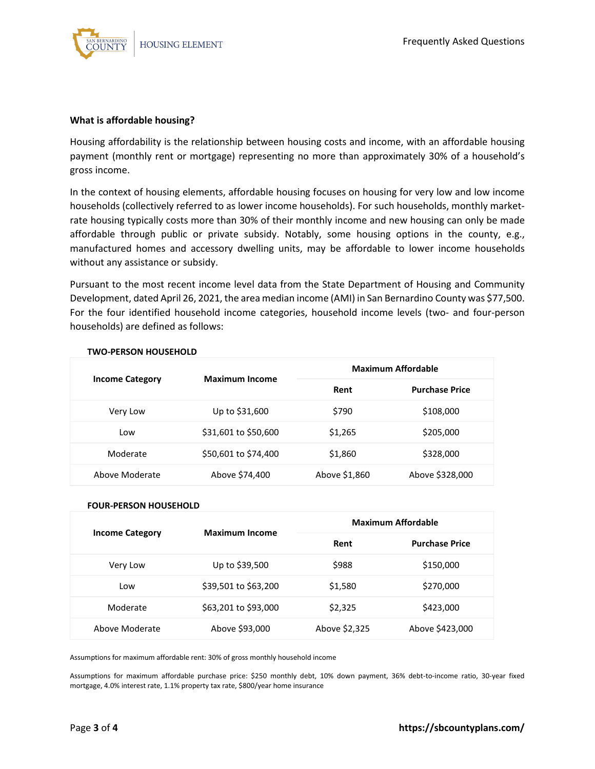### What is affordable housing?

Housing affordability is the relationship between housing costs and income, with an affordable housing payment (monthly rent or mortgage) representing no more than approximately 30% of a household's gross income.

In the context of housing elements, affordable housing focuses on housing for very low and low income households (collectively referred to as lower income households). For such households, monthly market-rate housing typically costs more than 30% of their monthly income and new housing can only be made affordable through public or private subsidy. Notably, some housing options in the county, e.g., manufactured homes and accessory dwelling units, may be affordable to lower income households without any assistance or subsidy.

Pursuant to the most recent income level data from the State Department of Housing and Community Development, dated April 26, 2021, the area median income (AMI) in San Bernardino County was $77,500. For the four identified household income categories, household income levels (two- and four-person households) are defined as follows:

**TWO-PERSON HOUSEHOLD**

| Income Category | Maximum Income | Maximum Affordable | |
|---|---|---|---|
| | | Rent | Purchase Price |
| Very Low | Up to $31,600 | $790 | $108,000 |
| Low | $31,601 to $50,600 | $1,265 | $205,000 |
| Moderate | $50,601 to $74,400 | $1,860 | $328,000 |
| Above Moderate | Above $74,400 | Above $1,860 | Above $328,000 |

**FOUR-PERSON HOUSEHOLD**

| Income Category | Maximum Income | Maximum Affordable | |
|---|---|---|---|
| | | Rent | Purchase Price |
| Very Low | Up to $39,500 | $988 | $150,000 |
| Low | $39,501 to $63,200 | $1,580 | $270,000 |
| Moderate | $63,201 to $93,000 | $2,325 | $423,000 |
| Above Moderate | Above $93,000 | Above $2,325 | Above $423,000 |

Assumptions for maximum affordable rent: 30% of gross monthly household income

Assumptions for maximum affordable purchase price: $250 monthly debt, 10% down payment, 36% debt-to-income ratio, 30-year fixed mortgage, 4.0% interest rate, 1.1% property tax rate, $800/year home insurance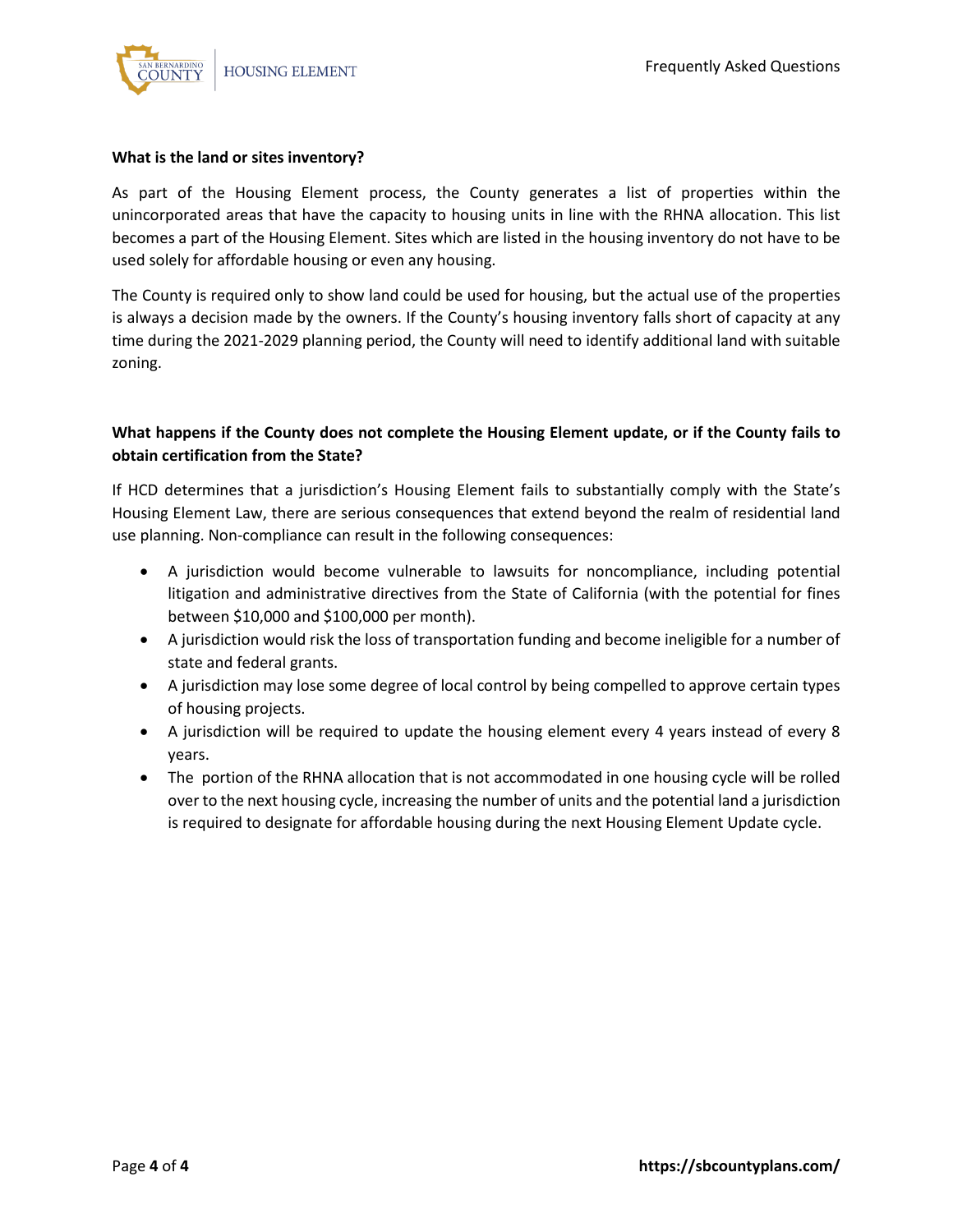**What is the land or sites inventory?**

As part of the Housing Element process, the County generates a list of properties within the unincorporated areas that have the capacity to housing units in line with the RHNA allocation. This list becomes a part of the Housing Element. Sites which are listed in the housing inventory do not have to be used solely for affordable housing or even any housing.

The County is required only to show land could be used for housing, but the actual use of the properties is always a decision made by the owners. If the County's housing inventory falls short of capacity at any time during the 2021-2029 planning period, the County will need to identify additional land with suitable zoning.

**What happens if the County does not complete the Housing Element update, or if the County fails to obtain certification from the State?**

If HCD determines that a jurisdiction's Housing Element fails to substantially comply with the State's Housing Element Law, there are serious consequences that extend beyond the realm of residential land use planning. Non-compliance can result in the following consequences:

- A jurisdiction would become vulnerable to lawsuits for noncompliance, including potential litigation and administrative directives from the State of California (with the potential for fines between $10,000 and $100,000 per month).
- A jurisdiction would risk the loss of transportation funding and become ineligible for a number of state and federal grants.
- A jurisdiction may lose some degree of local control by being compelled to approve certain types of housing projects.
- A jurisdiction will be required to update the housing element every 4 years instead of every 8 years.
- The portion of the RHNA allocation that is not accommodated in one housing cycle will be rolled over to the next housing cycle, increasing the number of units and the potential land a jurisdiction is required to designate for affordable housing during the next Housing Element Update cycle.